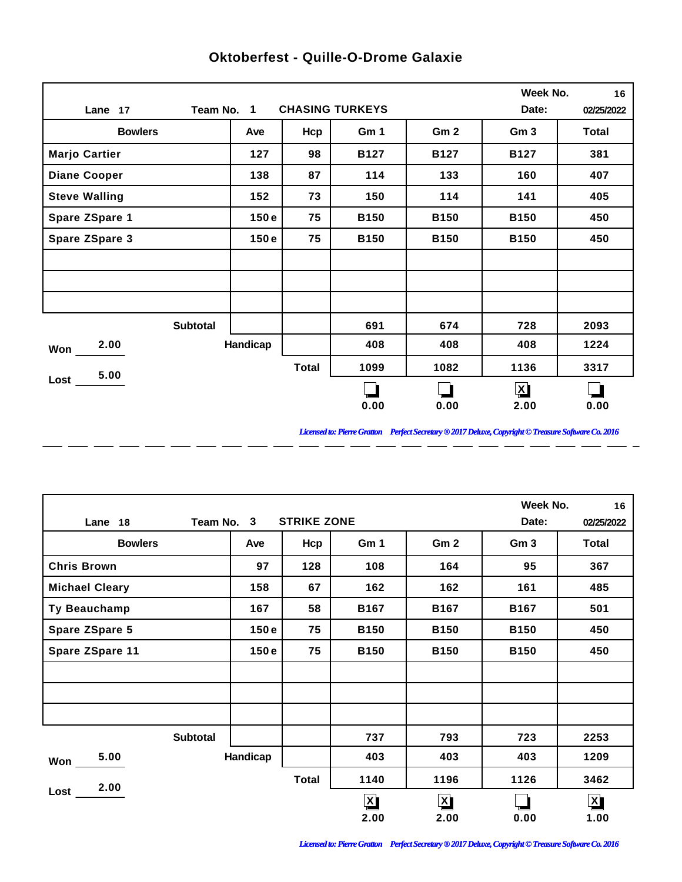# Oktoberfest - Quille-O-Drome Galaxie

| Lane 17 | Team No. 1 | CHASING TURKEYS | | | Week No. 16 | Date: 02/25/2022 |
|---|---|---|---|---|---|---|
| **Bowlers** | **Ave** | **Hcp** | **Gm 1** | **Gm 2** | **Gm 3** | **Total** |
| Marjo Cartier | 127 | 98 | B127 | B127 | B127 | 381 |
| Diane Cooper | 138 | 87 | 114 | 133 | 160 | 407 |
| Steve Walling | 152 | 73 | 150 | 114 | 141 | 405 |
| Spare ZSpare 1 | 150 e | 75 | B150 | B150 | B150 | 450 |
| Spare ZSpare 3 | 150 e | 75 | B150 | B150 | B150 | 450 |
| | | | | | | |
| | | | | | | |
| | | | | | | |
| Subtotal | | | 691 | 674 | 728 | 2093 |
| Won 2.00 | Handicap | | 408 | 408 | 408 | 1224 |
| Lost 5.00 | | Total | 1099 | 1082 | 1136 | 3317 |
| | | | ☐ 0.00 | ☐ 0.00 | ☒ 2.00 | ☐ 0.00 |

*Licensed to: Pierre Gratton Perfect Secretary ® 2017 Deluxe, Copyright © Treasure Software Co. 2016*

| Lane 18 | Team No. 3 | STRIKE ZONE | | | Week No. 16 | Date: 02/25/2022 |
|---|---|---|---|---|---|---|
| **Bowlers** | **Ave** | **Hcp** | **Gm 1** | **Gm 2** | **Gm 3** | **Total** |
| Chris Brown | 97 | 128 | 108 | 164 | 95 | 367 |
| Michael Cleary | 158 | 67 | 162 | 162 | 161 | 485 |
| Ty Beauchamp | 167 | 58 | B167 | B167 | B167 | 501 |
| Spare ZSpare 5 | 150 e | 75 | B150 | B150 | B150 | 450 |
| Spare ZSpare 11 | 150 e | 75 | B150 | B150 | B150 | 450 |
| | | | | | | |
| | | | | | | |
| | | | | | | |
| Subtotal | | | 737 | 793 | 723 | 2253 |
| Won 5.00 | Handicap | | 403 | 403 | 403 | 1209 |
| Lost 2.00 | | Total | 1140 | 1196 | 1126 | 3462 |
| | | | ☒ 2.00 | ☒ 2.00 | ☐ 0.00 | ☒ 1.00 |

*Licensed to: Pierre Gratton Perfect Secretary ® 2017 Deluxe, Copyright © Treasure Software Co. 2016*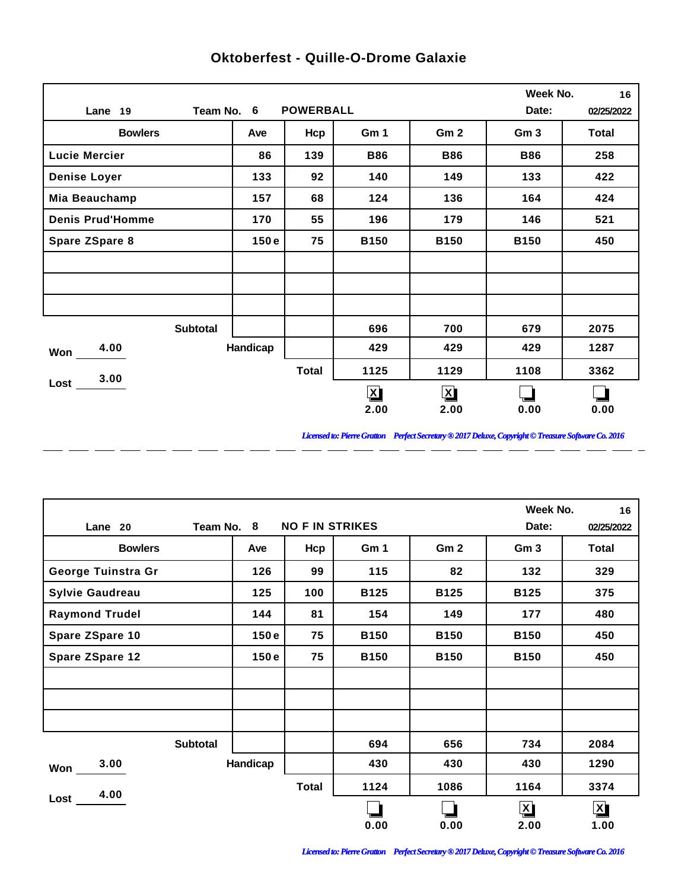# Oktoberfest - Quille-O-Drome Galaxie

Lane 19 | Team No. 6 | POWERBALL | Week No. 16 | Date: 02/25/2022

| Bowlers | Ave | Hcp | Gm 1 | Gm 2 | Gm 3 | Total |
|---|---|---|---|---|---|---|
| Lucie Mercier | 86 | 139 | B86 | B86 | B86 | 258 |
| Denise Loyer | 133 | 92 | 140 | 149 | 133 | 422 |
| Mia Beauchamp | 157 | 68 | 124 | 136 | 164 | 424 |
| Denis Prud'Homme | 170 | 55 | 196 | 179 | 146 | 521 |
| Spare ZSpare 8 | 150 e | 75 | B150 | B150 | B150 | 450 |
| | | | | | | |
| | | | | | | |
| | | | | | | |
| Subtotal | | | 696 | 700 | 679 | 2075 |
| Handicap | | | 429 | 429 | 429 | 1287 |
| Total | | | 1125 | 1129 | 1108 | 3362 |
| | | | [X] 2.00 | [X] 2.00 | [ ] 0.00 | [ ] 0.00 |

Won 4.00

Lost 3.00

*Licensed to: Pierre Gratton Perfect Secretary ® 2017 Deluxe, Copyright © Treasure Software Co. 2016*

---

Lane 20 | Team No. 8 | NO F IN STRIKES | Week No. 16 | Date: 02/25/2022

| Bowlers | Ave | Hcp | Gm 1 | Gm 2 | Gm 3 | Total |
|---|---|---|---|---|---|---|
| George Tuinstra Gr | 126 | 99 | 115 | 82 | 132 | 329 |
| Sylvie Gaudreau | 125 | 100 | B125 | B125 | B125 | 375 |
| Raymond Trudel | 144 | 81 | 154 | 149 | 177 | 480 |
| Spare ZSpare 10 | 150 e | 75 | B150 | B150 | B150 | 450 |
| Spare ZSpare 12 | 150 e | 75 | B150 | B150 | B150 | 450 |
| | | | | | | |
| | | | | | | |
| | | | | | | |
| Subtotal | | | 694 | 656 | 734 | 2084 |
| Handicap | | | 430 | 430 | 430 | 1290 |
| Total | | | 1124 | 1086 | 1164 | 3374 |
| | | | [ ] 0.00 | [ ] 0.00 | [X] 2.00 | [X] 1.00 |

Won 3.00

Lost 4.00

*Licensed to: Pierre Gratton Perfect Secretary ® 2017 Deluxe, Copyright © Treasure Software Co. 2016*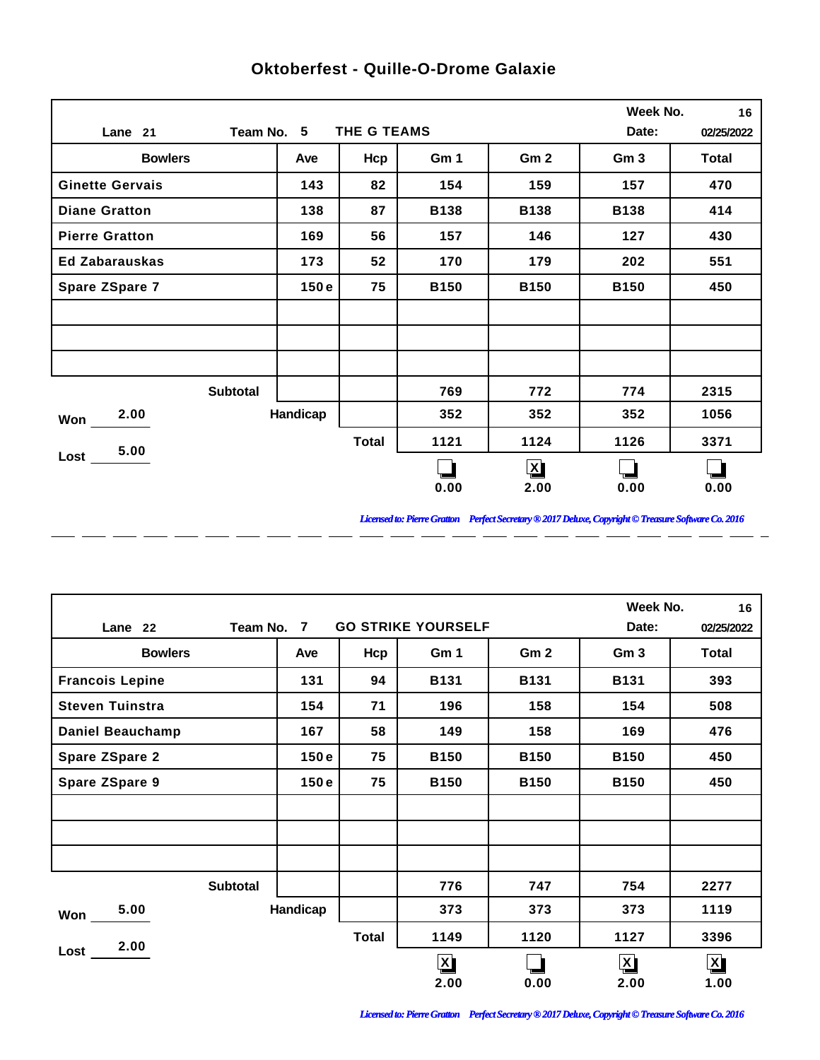# Oktoberfest - Quille-O-Drome Galaxie

**Lane** 21 **Team No.** 5 **THE G TEAMS** **Week No.** 16 **Date:** 02/25/2022

| Bowlers | Ave | Hcp | Gm 1 | Gm 2 | Gm 3 | Total |
|---|---|---|---|---|---|---|
| Ginette Gervais | 143 | 82 | 154 | 159 | 157 | 470 |
| Diane Gratton | 138 | 87 | B138 | B138 | B138 | 414 |
| Pierre Gratton | 169 | 56 | 157 | 146 | 127 | 430 |
| Ed Zabarauskas | 173 | 52 | 170 | 179 | 202 | 551 |
| Spare ZSpare 7 | 150 e | 75 | B150 | B150 | B150 | 450 |
| | | | | | | |
| | | | | | | |
| | | | | | | |
| Subtotal | | | 769 | 772 | 774 | 2315 |
| Handicap | | | 352 | 352 | 352 | 1056 |
| Total | | | 1121 | 1124 | 1126 | 3371 |
| | | | ☐ 0.00 | ☒ 2.00 | ☐ 0.00 | ☐ 0.00 |

**Won** 2.00

**Lost** 5.00

*Licensed to: Pierre Gratton Perfect Secretary ® 2017 Deluxe, Copyright © Treasure Software Co. 2016*

---

**Lane** 22 **Team No.** 7 **GO STRIKE YOURSELF** **Week No.** 16 **Date:** 02/25/2022

| Bowlers | Ave | Hcp | Gm 1 | Gm 2 | Gm 3 | Total |
|---|---|---|---|---|---|---|
| Francois Lepine | 131 | 94 | B131 | B131 | B131 | 393 |
| Steven Tuinstra | 154 | 71 | 196 | 158 | 154 | 508 |
| Daniel Beauchamp | 167 | 58 | 149 | 158 | 169 | 476 |
| Spare ZSpare 2 | 150 e | 75 | B150 | B150 | B150 | 450 |
| Spare ZSpare 9 | 150 e | 75 | B150 | B150 | B150 | 450 |
| | | | | | | |
| | | | | | | |
| | | | | | | |
| Subtotal | | | 776 | 747 | 754 | 2277 |
| Handicap | | | 373 | 373 | 373 | 1119 |
| Total | | | 1149 | 1120 | 1127 | 3396 |
| | | | ☒ 2.00 | ☐ 0.00 | ☒ 2.00 | ☒ 1.00 |

**Won** 5.00

**Lost** 2.00

*Licensed to: Pierre Gratton Perfect Secretary ® 2017 Deluxe, Copyright © Treasure Software Co. 2016*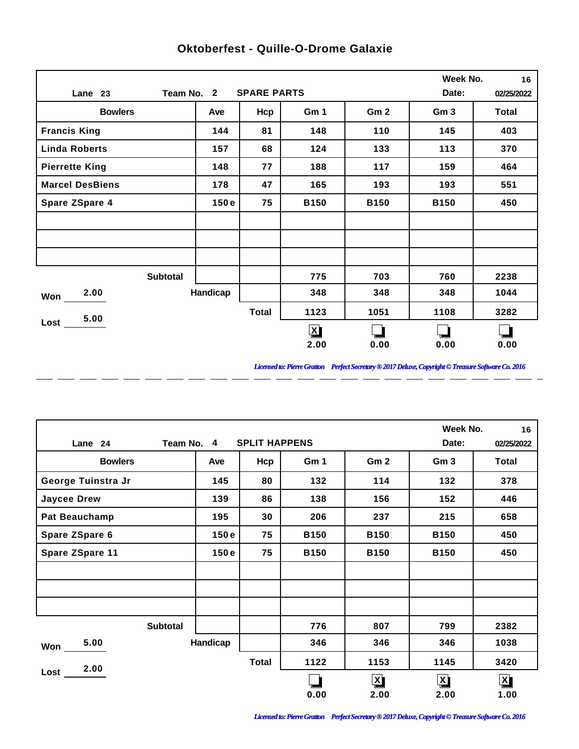## Oktoberfest - Quille-O-Drome Galaxie

Lane 23 | Team No. 2 | SPARE PARTS | Week No. 16 | Date: 02/25/2022

| Bowlers | Ave | Hcp | Gm 1 | Gm 2 | Gm 3 | Total |
|---|---|---|---|---|---|---|
| Francis King | 144 | 81 | 148 | 110 | 145 | 403 |
| Linda Roberts | 157 | 68 | 124 | 133 | 113 | 370 |
| Pierrette King | 148 | 77 | 188 | 117 | 159 | 464 |
| Marcel DesBiens | 178 | 47 | 165 | 193 | 193 | 551 |
| Spare ZSpare 4 | 150 e | 75 | B150 | B150 | B150 | 450 |
| | | | | | | |
| | | | | | | |
| | | | | | | |
| Subtotal | | | 775 | 703 | 760 | 2238 |
| Handicap | | | 348 | 348 | 348 | 1044 |
| Total | | | 1123 | 1051 | 1108 | 3282 |
| | | | [X] 2.00 | [ ] 0.00 | [ ] 0.00 | [ ] 0.00 |

Won 2.00

Lost 5.00

*Licensed to: Pierre Gratton Perfect Secretary ® 2017 Deluxe, Copyright © Treasure Software Co. 2016*

Lane 24 | Team No. 4 | SPLIT HAPPENS | Week No. 16 | Date: 02/25/2022

| Bowlers | Ave | Hcp | Gm 1 | Gm 2 | Gm 3 | Total |
|---|---|---|---|---|---|---|
| George Tuinstra Jr | 145 | 80 | 132 | 114 | 132 | 378 |
| Jaycee Drew | 139 | 86 | 138 | 156 | 152 | 446 |
| Pat Beauchamp | 195 | 30 | 206 | 237 | 215 | 658 |
| Spare ZSpare 6 | 150 e | 75 | B150 | B150 | B150 | 450 |
| Spare ZSpare 11 | 150 e | 75 | B150 | B150 | B150 | 450 |
| | | | | | | |
| | | | | | | |
| | | | | | | |
| Subtotal | | | 776 | 807 | 799 | 2382 |
| Handicap | | | 346 | 346 | 346 | 1038 |
| Total | | | 1122 | 1153 | 1145 | 3420 |
| | | | [ ] 0.00 | [X] 2.00 | [X] 2.00 | [X] 1.00 |

Won 5.00

Lost 2.00

*Licensed to: Pierre Gratton Perfect Secretary ® 2017 Deluxe, Copyright © Treasure Software Co. 2016*